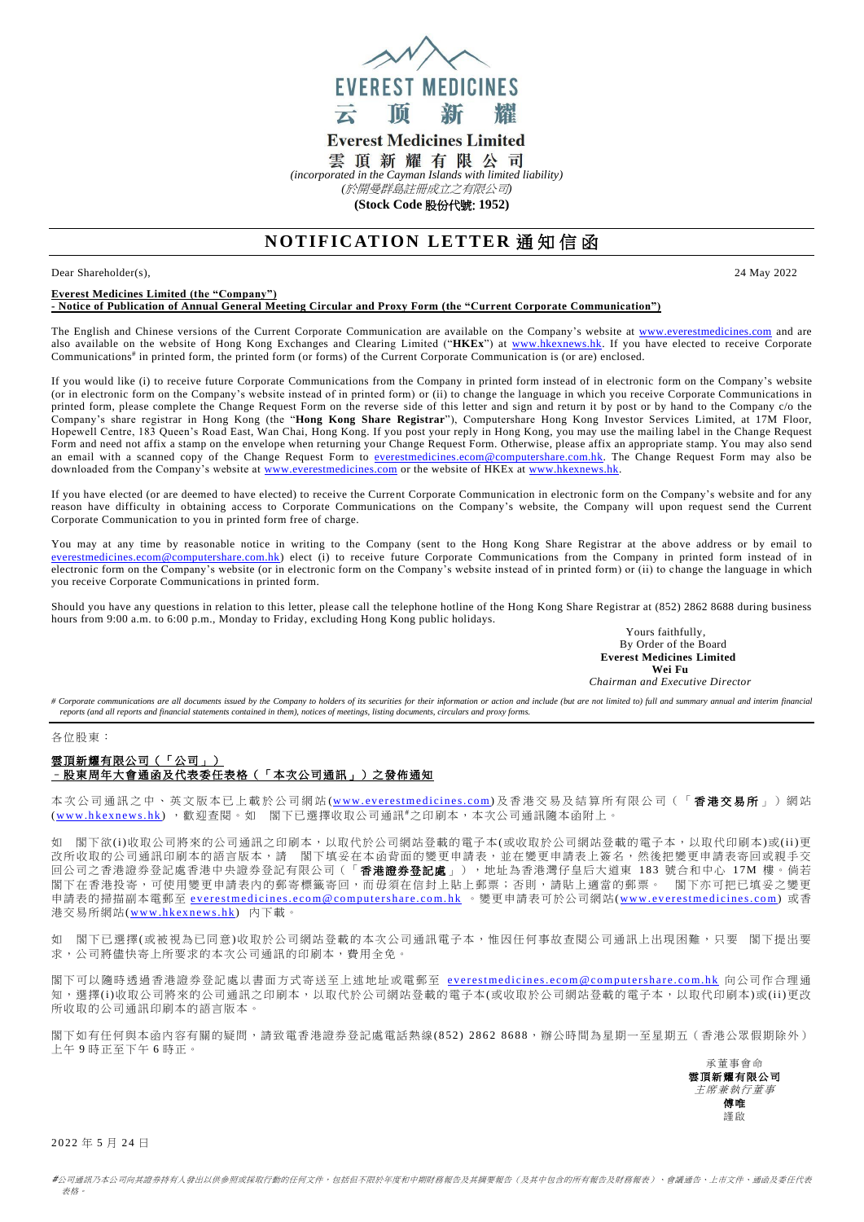EVEREST MEDICINES
云 顶 新 耀

**Everest Medicines Limited**

**雲 頂 新 耀 有 限 公 司**

*(incorporated in the Cayman Islands with limited liability)*

*(於開曼群島註冊成立之有限公司)*

**(Stock Code 股份代號: 1952)**

# NOTIFICATION LETTER 通知信函

Dear Shareholder(s), 24 May 2022

**Everest Medicines Limited (the "Company")**
**- Notice of Publication of Annual General Meeting Circular and Proxy Form (the "Current Corporate Communication")**

The English and Chinese versions of the Current Corporate Communication are available on the Company's website at www.everestmedicines.com and are also available on the website of Hong Kong Exchanges and Clearing Limited ("**HKEx**") at www.hkexnews.hk. If you have elected to receive Corporate Communications# in printed form, the printed form (or forms) of the Current Corporate Communication is (or are) enclosed.

If you would like (i) to receive future Corporate Communications from the Company in printed form instead of in electronic form on the Company's website (or in electronic form on the Company's website instead of in printed form) or (ii) to change the language in which you receive Corporate Communications in printed form, please complete the Change Request Form on the reverse side of this letter and sign and return it by post or by hand to the Company c/o the Company's share registrar in Hong Kong (the "**Hong Kong Share Registrar**"), Computershare Hong Kong Investor Services Limited, at 17M Floor, Hopewell Centre, 183 Queen's Road East, Wan Chai, Hong Kong. If you post your reply in Hong Kong, you may use the mailing label in the Change Request Form and need not affix a stamp on the envelope when returning your Change Request Form. Otherwise, please affix an appropriate stamp. You may also send an email with a scanned copy of the Change Request Form to everestmedicines.ecom@computershare.com.hk. The Change Request Form may also be downloaded from the Company's website at www.everestmedicines.com or the website of HKEx at www.hkexnews.hk.

If you have elected (or are deemed to have elected) to receive the Current Corporate Communication in electronic form on the Company's website and for any reason have difficulty in obtaining access to Corporate Communications on the Company's website, the Company will upon request send the Current Corporate Communication to you in printed form free of charge.

You may at any time by reasonable notice in writing to the Company (sent to the Hong Kong Share Registrar at the above address or by email to everestmedicines.ecom@computershare.com.hk) elect (i) to receive future Corporate Communications from the Company in printed form instead of in electronic form on the Company's website (or in electronic form on the Company's website instead of in printed form) or (ii) to change the language in which you receive Corporate Communications in printed form.

Should you have any questions in relation to this letter, please call the telephone hotline of the Hong Kong Share Registrar at (852) 2862 8688 during business hours from 9:00 a.m. to 6:00 p.m., Monday to Friday, excluding Hong Kong public holidays.

Yours faithfully,
By Order of the Board
**Everest Medicines Limited**
**Wei Fu**
*Chairman and Executive Director*

*# Corporate communications are all documents issued by the Company to holders of its securities for their information or action and include (but are not limited to) full and summary annual and interim financial reports (and all reports and financial statements contained in them), notices of meetings, listing documents, circulars and proxy forms.*

---

各位股東：

**雲頂新耀有限公司（「公司」）**
**－股東周年大會通函及代表委任表格（「本次公司通訊」）之發佈通知**

本次公司通訊之中、英文版本已上載於公司網站(www.everestmedicines.com)及香港交易及結算所有限公司（「**香港交易所**」）網站(www.hkexnews.hk)，歡迎查閱。如 閣下已選擇收取公司通訊#之印刷本，本次公司通訊隨本函附上。

如 閣下欲(i)收取公司將來的公司通訊之印刷本，以取代於公司網站登載的電子本(或收取於公司網站登載的電子本，以取代印刷本)或(ii)更改所收取的公司通訊印刷本的語言版本，請 閣下填妥在本函背面的變更申請表，並在變更申請表上簽名，然後把變更申請表寄回或親手交回公司之香港證券登記處香港中央證券登記有限公司（「**香港證券登記處**」），地址為香港灣仔皇后大道東 183 號合和中心 17M 樓。倘若閣下在香港投寄，可使用變更申請表內的郵寄標籤寄回，而毋須在信封上貼上郵票；否則，請貼上適當的郵票。 閣下亦可把已填妥之變更申請表的掃描副本電郵至 everestmedicines.ecom@computershare.com.hk 。變更申請表可於公司網站(www.everestmedicines.com) 或香港交易所網站(www.hkexnews.hk) 內下載。

如 閣下已選擇(或被視為已同意)收取於公司網站登載的本次公司通訊電子本，惟因任何事故查閱公司通訊上出現困難，只要 閣下提出要求，公司將儘快寄上所要求的本次公司通訊的印刷本，費用全免。

閣下可以隨時透過香港證券登記處以書面方式寄送至上述地址或電郵至 everestmedicines.ecom@computershare.com.hk 向公司作合理通知，選擇(i)收取公司將來的公司通訊之印刷本，以取代於公司網站登載的電子本(或收取於公司網站登載的電子本，以取代印刷本)或(ii)更改所收取的公司通訊印刷本的語言版本。

閣下如有任何與本函內容有關的疑問，請致電香港證券登記處電話熱線(852) 2862 8688，辦公時間為星期一至星期五（香港公眾假期除外）上午 9 時正至下午 6 時正。

承董事會命
**雲頂新耀有限公司**
*主席兼執行董事*
**傅唯**
謹啟

2022 年 5 月 24 日

*#公司通訊乃本公司向其證券持有人發出以供參照或採取行動的任何文件，包括但不限於年度和中期財務報告及其摘要報告（及其中包含的所有報告及財務報表）、會議通告、上市文件、通函及委任代表表格。*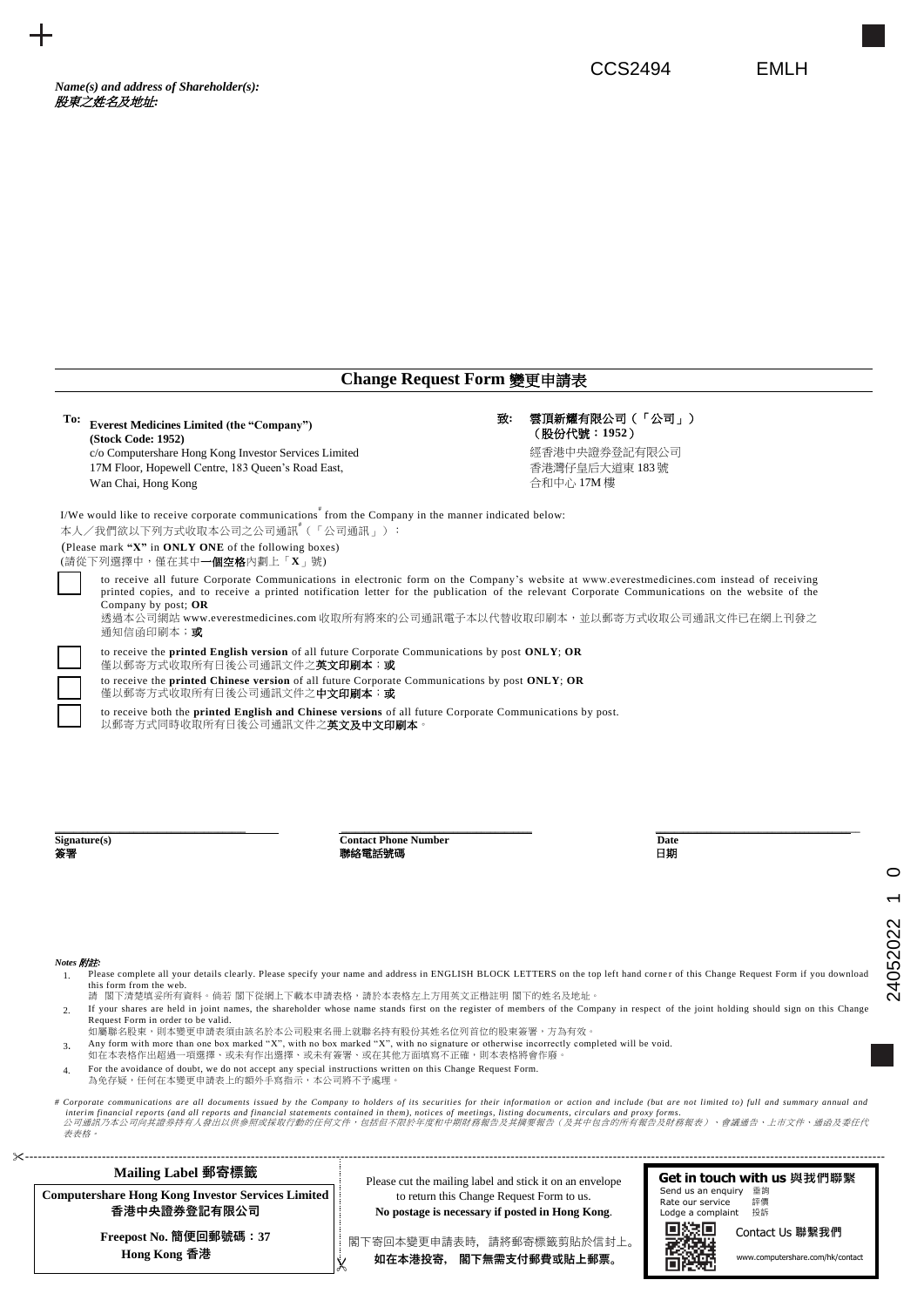CCS2494 EMLH

*Name(s) and address of Shareholder(s):*
*股東之姓名及地址:*

## Change Request Form 變更申請表

**To:** **Everest Medicines Limited (the "Company")**
**(Stock Code: 1952)**
c/o Computershare Hong Kong Investor Services Limited
17M Floor, Hopewell Centre, 183 Queen's Road East,
Wan Chai, Hong Kong

**致:** **雲頂新耀有限公司(「公司」)**
**(股份代號:1952)**
經香港中央證券登記有限公司
香港灣仔皇后大道東 183 號
合和中心 17M 樓

I/We would like to receive corporate communications# from the Company in the manner indicated below:
本人/我們欲以下列方式收取本公司之公司通訊#(「公司通訊」):
(Please mark **"X"** in **ONLY ONE** of the following boxes)
(請從下列選擇中,僅在其中**一個空格**內劃上「**X**」號)

☐ to receive all future Corporate Communications in electronic form on the Company's website at www.everestmedicines.com instead of receiving printed copies, and to receive a printed notification letter for the publication of the relevant Corporate Communications on the website of the Company by post; **OR**
透過本公司網站 www.everestmedicines.com 收取所有將來的公司通訊電子本以代替收取印刷本,並以郵寄方式收取公司通訊文件已在網上刊發之通知信函印刷本;**或**

☐ to receive the **printed English version** of all future Corporate Communications by post **ONLY**; **OR**
僅以郵寄方式收取所有日後公司通訊文件之**英文印刷本**;**或**

☐ to receive the **printed Chinese version** of all future Corporate Communications by post **ONLY**; **OR**
僅以郵寄方式收取所有日後公司通訊文件之**中文印刷本**;**或**

☐ to receive both the **printed English and Chinese versions** of all future Corporate Communications by post.
以郵寄方式同時收取所有日後公司通訊文件之**英文及中文印刷本**。

| **Signature(s) 簽署** | **Contact Phone Number 聯絡電話號碼** | **Date 日期** |
|---|---|---|
| | | |

*Notes 附註:*

1. Please complete all your details clearly. Please specify your name and address in ENGLISH BLOCK LETTERS on the top left hand corner of this Change Request Form if you download this form from the web.
請 閣下清楚填妥所有資料。倘若 閣下從網上下載本申請表格,請於本表格左上方用英文正楷註明 閣下的姓名及地址。
2. If your shares are held in joint names, the shareholder whose name stands first on the register of members of the Company in respect of the joint holding should sign on this Change Request Form in order to be valid.
如屬聯名股東,則本變更申請表須由該名於本公司股東名冊上就聯名持有股份其姓名位列首位的股東簽署,方為有效。
3. Any form with more than one box marked "X", with no box marked "X", with no signature or otherwise incorrectly completed will be void.
如在本表格作出超過一項選擇、或未有作出選擇、或未有簽署、或在其他方面填寫不正確,則本表格將會作廢。
4. For the avoidance of doubt, we do not accept any special instructions written on this Change Request Form.
為免存疑,任何在本變更申請表上的額外手寫指示,本公司將不予處理。

*# Corporate communications are all documents issued by the Company to holders of its securities for their information or action and include (but are not limited to) full and summary annual and interim financial reports (and all reports and financial statements contained in them), notices of meetings, listing documents, circulars and proxy forms.*
*公司通訊乃本公司向其證券持有人發出以供參照或採取行動的任何文件,包括但不限於年度和中期財務報告及其摘要報告(及其中包含的所有報告及財務報表)、會議通告、上市文件、通函及委任代表表格。*

**Mailing Label 郵寄標籤**

**Computershare Hong Kong Investor Services Limited**
**香港中央證券登記有限公司**
**Freepost No. 簡便回郵號碼:37**
**Hong Kong 香港**

Please cut the mailing label and stick it on an envelope to return this Change Request Form to us.
**No postage is necessary if posted in Hong Kong**.
閣下寄回本變更申請表時,請將郵寄標籤剪貼於信封上。
**如在本港投寄, 閣下無需支付郵費或貼上郵票。**

**Get in touch with us 與我們聯繫**
Send us an enquiry 查詢
Rate our service 評價
Lodge a complaint 投訴
Contact Us 聯繫我們
www.computershare.com/hk/contact

24052022 1 0